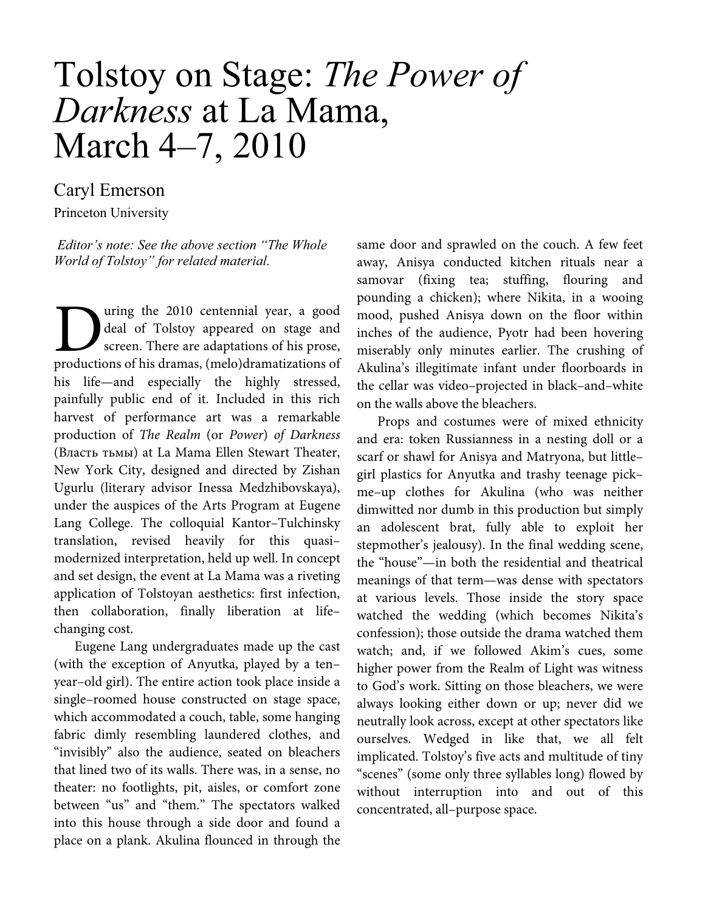# Tolstoy on Stage: *The Power of Darkness* at La Mama, March 4–7, 2010

Caryl Emerson

Princeton University

*Editor's note: See the above section "The Whole World of Tolstoy" for related material.*

During the 2010 centennial year, a good deal of Tolstoy appeared on stage and screen. There are adaptations of his prose, productions of his dramas, (melo)dramatizations of his life—and especially the highly stressed, painfully public end of it. Included in this rich harvest of performance art was a remarkable production of *The Realm* (or *Power*) *of Darkness* (Власть тьмы) at La Mama Ellen Stewart Theater, New York City, designed and directed by Zishan Ugurlu (literary advisor Inessa Medzhibovskaya), under the auspices of the Arts Program at Eugene Lang College. The colloquial Kantor–Tulchinsky translation, revised heavily for this quasi–modernized interpretation, held up well. In concept and set design, the event at La Mama was a riveting application of Tolstoyan aesthetics: first infection, then collaboration, finally liberation at life–changing cost.

Eugene Lang undergraduates made up the cast (with the exception of Anyutka, played by a ten–year–old girl). The entire action took place inside a single–roomed house constructed on stage space, which accommodated a couch, table, some hanging fabric dimly resembling laundered clothes, and "invisibly" also the audience, seated on bleachers that lined two of its walls. There was, in a sense, no theater: no footlights, pit, aisles, or comfort zone between "us" and "them." The spectators walked into this house through a side door and found a place on a plank. Akulina flounced in through the same door and sprawled on the couch. A few feet away, Anisya conducted kitchen rituals near a samovar (fixing tea; stuffing, flouring and pounding a chicken); where Nikita, in a wooing mood, pushed Anisya down on the floor within inches of the audience, Pyotr had been hovering miserably only minutes earlier. The crushing of Akulina's illegitimate infant under floorboards in the cellar was video–projected in black–and–white on the walls above the bleachers.

Props and costumes were of mixed ethnicity and era: token Russianness in a nesting doll or a scarf or shawl for Anisya and Matryona, but little–girl plastics for Anyutka and trashy teenage pick–me–up clothes for Akulina (who was neither dimwitted nor dumb in this production but simply an adolescent brat, fully able to exploit her stepmother's jealousy). In the final wedding scene, the "house"—in both the residential and theatrical meanings of that term—was dense with spectators at various levels. Those inside the story space watched the wedding (which becomes Nikita's confession); those outside the drama watched them watch; and, if we followed Akim's cues, some higher power from the Realm of Light was witness to God's work. Sitting on those bleachers, we were always looking either down or up; never did we neutrally look across, except at other spectators like ourselves. Wedged in like that, we all felt implicated. Tolstoy's five acts and multitude of tiny "scenes" (some only three syllables long) flowed by without interruption into and out of this concentrated, all–purpose space.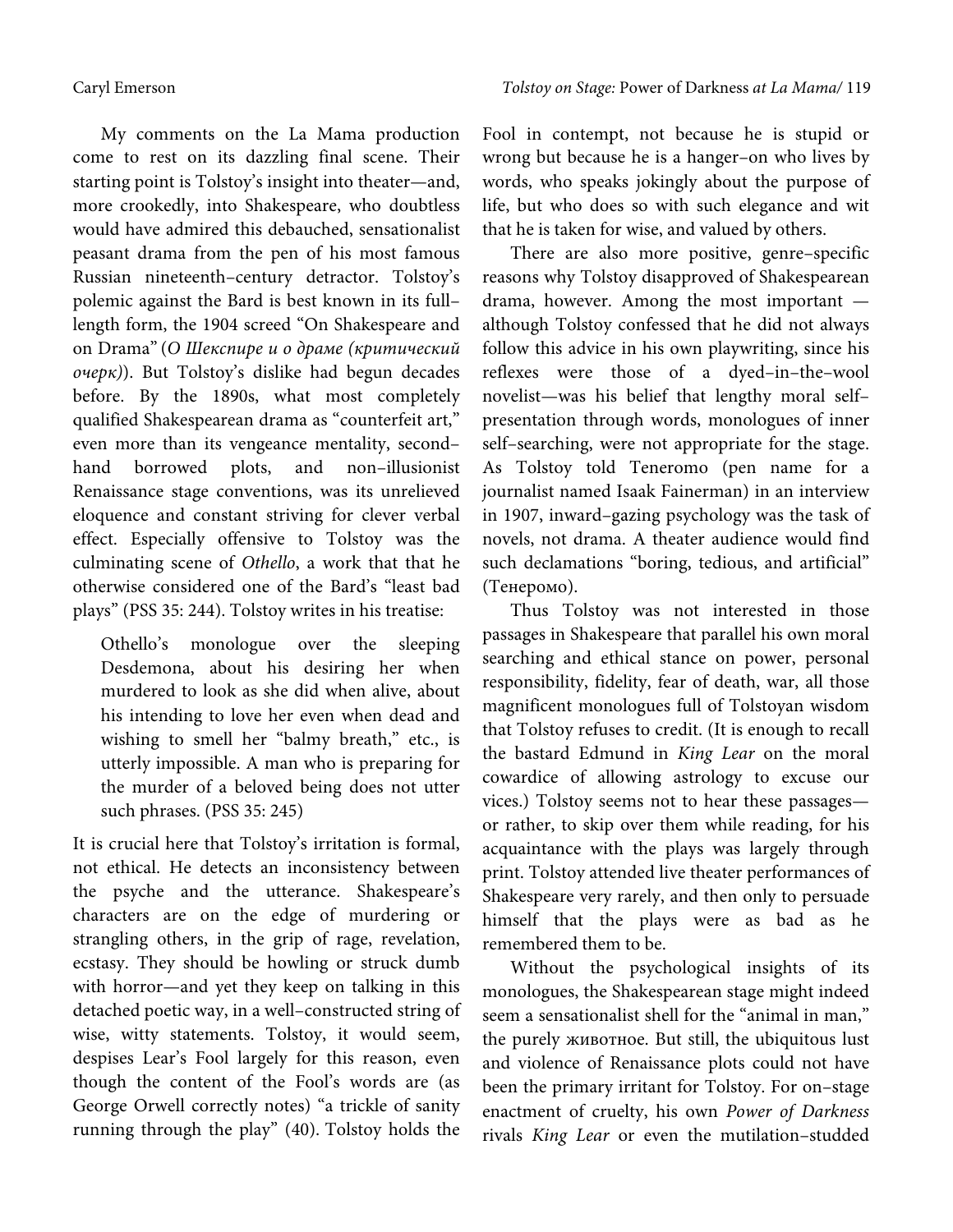My comments on the La Mama production come to rest on its dazzling final scene. Their starting point is Tolstoy's insight into theater—and, more crookedly, into Shakespeare, who doubtless would have admired this debauched, sensationalist peasant drama from the pen of his most famous Russian nineteenth–century detractor. Tolstoy's polemic against the Bard is best known in its full–length form, the 1904 screed "On Shakespeare and on Drama" (*О Шекспире и о драме (критический очерк)*). But Tolstoy's dislike had begun decades before. By the 1890s, what most completely qualified Shakespearean drama as "counterfeit art," even more than its vengeance mentality, second–hand borrowed plots, and non–illusionist Renaissance stage conventions, was its unrelieved eloquence and constant striving for clever verbal effect. Especially offensive to Tolstoy was the culminating scene of *Othello*, a work that that he otherwise considered one of the Bard's "least bad plays" (PSS 35: 244). Tolstoy writes in his treatise:

> Othello's monologue over the sleeping Desdemona, about his desiring her when murdered to look as she did when alive, about his intending to love her even when dead and wishing to smell her "balmy breath," etc., is utterly impossible. A man who is preparing for the murder of a beloved being does not utter such phrases. (PSS 35: 245)

It is crucial here that Tolstoy's irritation is formal, not ethical. He detects an inconsistency between the psyche and the utterance. Shakespeare's characters are on the edge of murdering or strangling others, in the grip of rage, revelation, ecstasy. They should be howling or struck dumb with horror—and yet they keep on talking in this detached poetic way, in a well–constructed string of wise, witty statements. Tolstoy, it would seem, despises Lear's Fool largely for this reason, even though the content of the Fool's words are (as George Orwell correctly notes) "a trickle of sanity running through the play" (40). Tolstoy holds the Fool in contempt, not because he is stupid or wrong but because he is a hanger–on who lives by words, who speaks jokingly about the purpose of life, but who does so with such elegance and wit that he is taken for wise, and valued by others.

There are also more positive, genre–specific reasons why Tolstoy disapproved of Shakespearean drama, however. Among the most important — although Tolstoy confessed that he did not always follow this advice in his own playwriting, since his reflexes were those of a dyed–in–the–wool novelist—was his belief that lengthy moral self–presentation through words, monologues of inner self–searching, were not appropriate for the stage. As Tolstoy told Teneromo (pen name for a journalist named Isaak Fainerman) in an interview in 1907, inward–gazing psychology was the task of novels, not drama. A theater audience would find such declamations "boring, tedious, and artificial" (Тенеромо).

Thus Tolstoy was not interested in those passages in Shakespeare that parallel his own moral searching and ethical stance on power, personal responsibility, fidelity, fear of death, war, all those magnificent monologues full of Tolstoyan wisdom that Tolstoy refuses to credit. (It is enough to recall the bastard Edmund in *King Lear* on the moral cowardice of allowing astrology to excuse our vices.) Tolstoy seems not to hear these passages—or rather, to skip over them while reading, for his acquaintance with the plays was largely through print. Tolstoy attended live theater performances of Shakespeare very rarely, and then only to persuade himself that the plays were as bad as he remembered them to be.

Without the psychological insights of its monologues, the Shakespearean stage might indeed seem a sensationalist shell for the "animal in man," the purely животное. But still, the ubiquitous lust and violence of Renaissance plots could not have been the primary irritant for Tolstoy. For on–stage enactment of cruelty, his own *Power of Darkness* rivals *King Lear* or even the mutilation–studded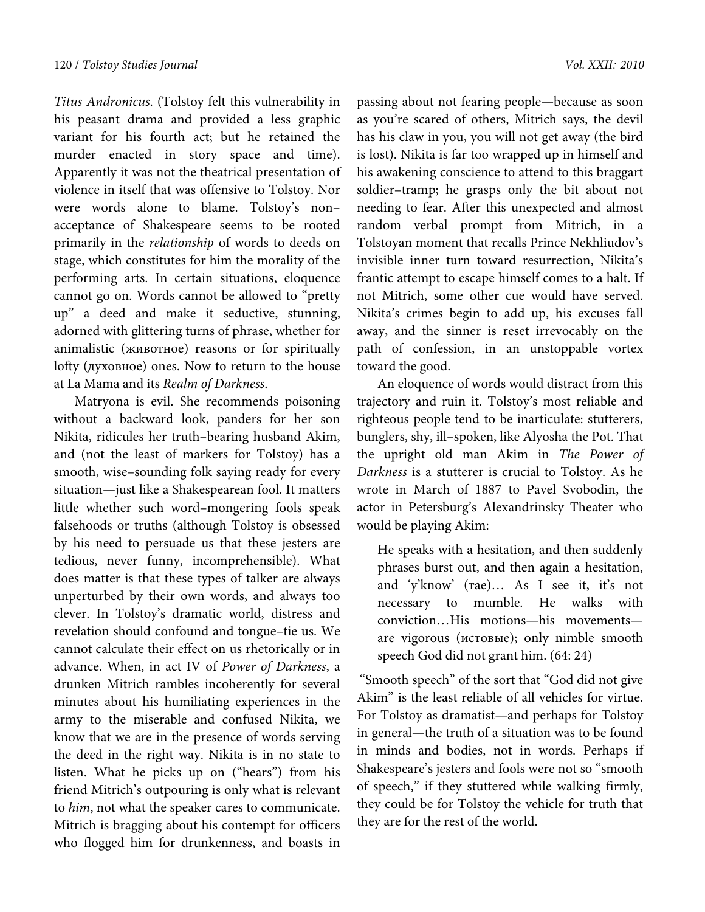*Titus Andronicus*. (Tolstoy felt this vulnerability in his peasant drama and provided a less graphic variant for his fourth act; but he retained the murder enacted in story space and time). Apparently it was not the theatrical presentation of violence in itself that was offensive to Tolstoy. Nor were words alone to blame. Tolstoy's non–acceptance of Shakespeare seems to be rooted primarily in the *relationship* of words to deeds on stage, which constitutes for him the morality of the performing arts. In certain situations, eloquence cannot go on. Words cannot be allowed to "pretty up" a deed and make it seductive, stunning, adorned with glittering turns of phrase, whether for animalistic (животное) reasons or for spiritually lofty (духовное) ones. Now to return to the house at La Mama and its *Realm of Darkness*.

Matryona is evil. She recommends poisoning without a backward look, panders for her son Nikita, ridicules her truth–bearing husband Akim, and (not the least of markers for Tolstoy) has a smooth, wise–sounding folk saying ready for every situation—just like a Shakespearean fool. It matters little whether such word–mongering fools speak falsehoods or truths (although Tolstoy is obsessed by his need to persuade us that these jesters are tedious, never funny, incomprehensible). What does matter is that these types of talker are always unperturbed by their own words, and always too clever. In Tolstoy's dramatic world, distress and revelation should confound and tongue–tie us. We cannot calculate their effect on us rhetorically or in advance. When, in act IV of *Power of Darkness*, a drunken Mitrich rambles incoherently for several minutes about his humiliating experiences in the army to the miserable and confused Nikita, we know that we are in the presence of words serving the deed in the right way. Nikita is in no state to listen. What he picks up on ("hears") from his friend Mitrich's outpouring is only what is relevant to *him*, not what the speaker cares to communicate. Mitrich is bragging about his contempt for officers who flogged him for drunkenness, and boasts in passing about not fearing people—because as soon as you're scared of others, Mitrich says, the devil has his claw in you, you will not get away (the bird is lost). Nikita is far too wrapped up in himself and his awakening conscience to attend to this braggart soldier–tramp; he grasps only the bit about not needing to fear. After this unexpected and almost random verbal prompt from Mitrich, in a Tolstoyan moment that recalls Prince Nekhliudov's invisible inner turn toward resurrection, Nikita's frantic attempt to escape himself comes to a halt. If not Mitrich, some other cue would have served. Nikita's crimes begin to add up, his excuses fall away, and the sinner is reset irrevocably on the path of confession, in an unstoppable vortex toward the good.

An eloquence of words would distract from this trajectory and ruin it. Tolstoy's most reliable and righteous people tend to be inarticulate: stutterers, bunglers, shy, ill–spoken, like Alyosha the Pot. That the upright old man Akim in *The Power of Darkness* is a stutterer is crucial to Tolstoy. As he wrote in March of 1887 to Pavel Svobodin, the actor in Petersburg's Alexandrinsky Theater who would be playing Akim:

> He speaks with a hesitation, and then suddenly phrases burst out, and then again a hesitation, and 'y'know' (тае)… As I see it, it's not necessary to mumble. He walks with conviction…His motions—his movements—are vigorous (истовые); only nimble smooth speech God did not grant him. (64: 24)

"Smooth speech" of the sort that "God did not give Akim" is the least reliable of all vehicles for virtue. For Tolstoy as dramatist—and perhaps for Tolstoy in general—the truth of a situation was to be found in minds and bodies, not in words. Perhaps if Shakespeare's jesters and fools were not so "smooth of speech," if they stuttered while walking firmly, they could be for Tolstoy the vehicle for truth that they are for the rest of the world.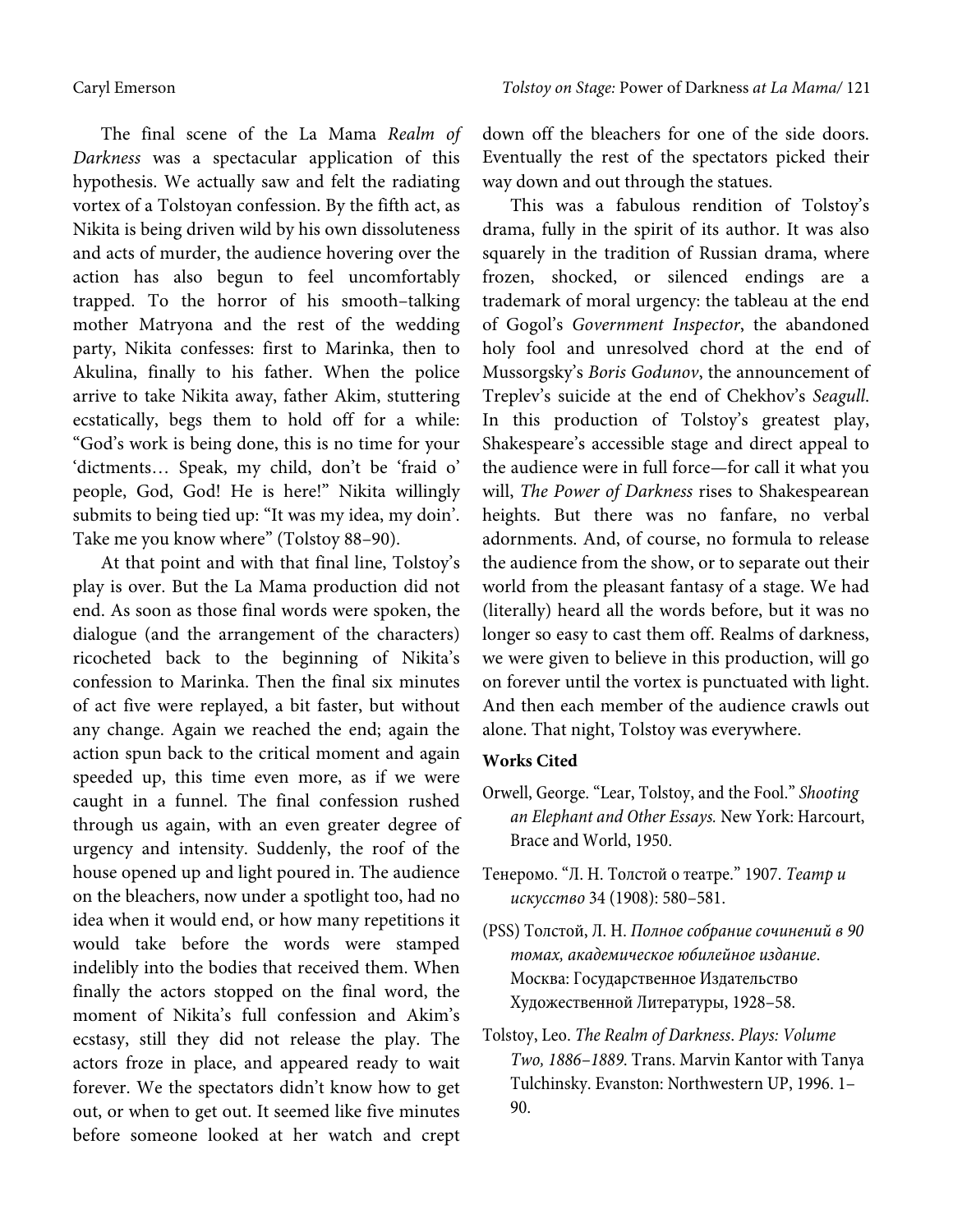The final scene of the La Mama *Realm of Darkness* was a spectacular application of this hypothesis. We actually saw and felt the radiating vortex of a Tolstoyan confession. By the fifth act, as Nikita is being driven wild by his own dissoluteness and acts of murder, the audience hovering over the action has also begun to feel uncomfortably trapped. To the horror of his smooth–talking mother Matryona and the rest of the wedding party, Nikita confesses: first to Marinka, then to Akulina, finally to his father. When the police arrive to take Nikita away, father Akim, stuttering ecstatically, begs them to hold off for a while: "God's work is being done, this is no time for your 'dictments… Speak, my child, don't be 'fraid o' people, God, God! He is here!" Nikita willingly submits to being tied up: "It was my idea, my doin'. Take me you know where" (Tolstoy 88–90).

At that point and with that final line, Tolstoy's play is over. But the La Mama production did not end. As soon as those final words were spoken, the dialogue (and the arrangement of the characters) ricocheted back to the beginning of Nikita's confession to Marinka. Then the final six minutes of act five were replayed, a bit faster, but without any change. Again we reached the end; again the action spun back to the critical moment and again speeded up, this time even more, as if we were caught in a funnel. The final confession rushed through us again, with an even greater degree of urgency and intensity. Suddenly, the roof of the house opened up and light poured in. The audience on the bleachers, now under a spotlight too, had no idea when it would end, or how many repetitions it would take before the words were stamped indelibly into the bodies that received them. When finally the actors stopped on the final word, the moment of Nikita's full confession and Akim's ecstasy, still they did not release the play. The actors froze in place, and appeared ready to wait forever. We the spectators didn't know how to get out, or when to get out. It seemed like five minutes before someone looked at her watch and crept down off the bleachers for one of the side doors. Eventually the rest of the spectators picked their way down and out through the statues.

This was a fabulous rendition of Tolstoy's drama, fully in the spirit of its author. It was also squarely in the tradition of Russian drama, where frozen, shocked, or silenced endings are a trademark of moral urgency: the tableau at the end of Gogol's *Government Inspector*, the abandoned holy fool and unresolved chord at the end of Mussorgsky's *Boris Godunov*, the announcement of Treplev's suicide at the end of Chekhov's *Seagull*. In this production of Tolstoy's greatest play, Shakespeare's accessible stage and direct appeal to the audience were in full force—for call it what you will, *The Power of Darkness* rises to Shakespearean heights. But there was no fanfare, no verbal adornments. And, of course, no formula to release the audience from the show, or to separate out their world from the pleasant fantasy of a stage. We had (literally) heard all the words before, but it was no longer so easy to cast them off. Realms of darkness, we were given to believe in this production, will go on forever until the vortex is punctuated with light. And then each member of the audience crawls out alone. That night, Tolstoy was everywhere.

**Works Cited**

Orwell, George. "Lear, Tolstoy, and the Fool." *Shooting an Elephant and Other Essays.* New York: Harcourt, Brace and World, 1950.

Тенеромо. "Л. Н. Толстой о театре." 1907. *Театр и искусство* 34 (1908): 580–581.

(PSS) Толстой, Л. Н. *Полное собрание сочинений в 90 томах, академическое юбилейное издание*. Москва: Государственное Издательство Художественной Литературы, 1928–58.

Tolstoy, Leo. *The Realm of Darkness*. *Plays: Volume Two, 1886–1889*. Trans. Marvin Kantor with Tanya Tulchinsky. Evanston: Northwestern UP, 1996. 1–90.